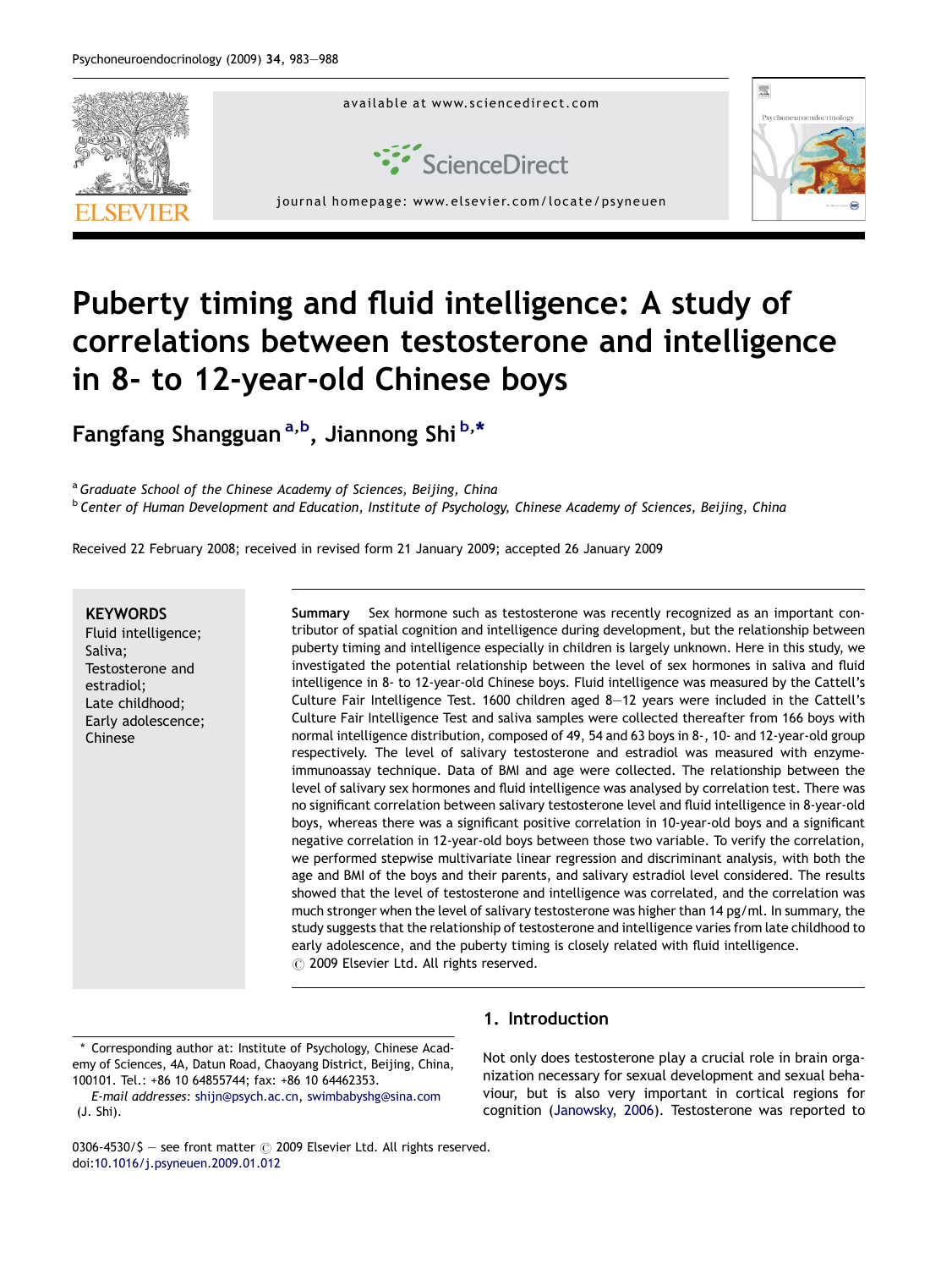# Puberty timing and fluid intelligence: A study of correlations between testosterone and intelligence in 8- to 12-year-old Chinese boys

**Fangfang Shangguan** [a,b], **Jiannong Shi** [b,*]

[a] *Graduate School of the Chinese Academy of Sciences, Beijing, China*
[b] *Center of Human Development and Education, Institute of Psychology, Chinese Academy of Sciences, Beijing, China*

Received 22 February 2008; received in revised form 21 January 2009; accepted 26 January 2009

**KEYWORDS**
Fluid intelligence;
Saliva;
Testosterone and estradiol;
Late childhood;
Early adolescence;
Chinese

**Summary** Sex hormone such as testosterone was recently recognized as an important contributor of spatial cognition and intelligence during development, but the relationship between puberty timing and intelligence especially in children is largely unknown. Here in this study, we investigated the potential relationship between the level of sex hormones in saliva and fluid intelligence in 8- to 12-year-old Chinese boys. Fluid intelligence was measured by the Cattell's Culture Fair Intelligence Test. 1600 children aged 8–12 years were included in the Cattell's Culture Fair Intelligence Test and saliva samples were collected thereafter from 166 boys with normal intelligence distribution, composed of 49, 54 and 63 boys in 8-, 10- and 12-year-old group respectively. The level of salivary testosterone and estradiol was measured with enzyme-immunoassay technique. Data of BMI and age were collected. The relationship between the level of salivary sex hormones and fluid intelligence was analysed by correlation test. There was no significant correlation between salivary testosterone level and fluid intelligence in 8-year-old boys, whereas there was a significant positive correlation in 10-year-old boys and a significant negative correlation in 12-year-old boys between those two variable. To verify the correlation, we performed stepwise multivariate linear regression and discriminant analysis, with both the age and BMI of the boys and their parents, and salivary estradiol level considered. The results showed that the level of testosterone and intelligence was correlated, and the correlation was much stronger when the level of salivary testosterone was higher than 14 pg/ml. In summary, the study suggests that the relationship of testosterone and intelligence varies from late childhood to early adolescence, and the puberty timing is closely related with fluid intelligence.
© 2009 Elsevier Ltd. All rights reserved.

## 1. Introduction

Not only does testosterone play a crucial role in brain organization necessary for sexual development and sexual behaviour, but is also very important in cortical regions for cognition (Janowsky, 2006). Testosterone was reported to

\* Corresponding author at: Institute of Psychology, Chinese Academy of Sciences, 4A, Datun Road, Chaoyang District, Beijing, China, 100101. Tel.: +86 10 64855744; fax: +86 10 64462353.
*E-mail addresses:* shijn@psych.ac.cn, swimbabyshg@sina.com (J. Shi).

0306-4530/$ — see front matter © 2009 Elsevier Ltd. All rights reserved.
doi:10.1016/j.psyneuen.2009.01.012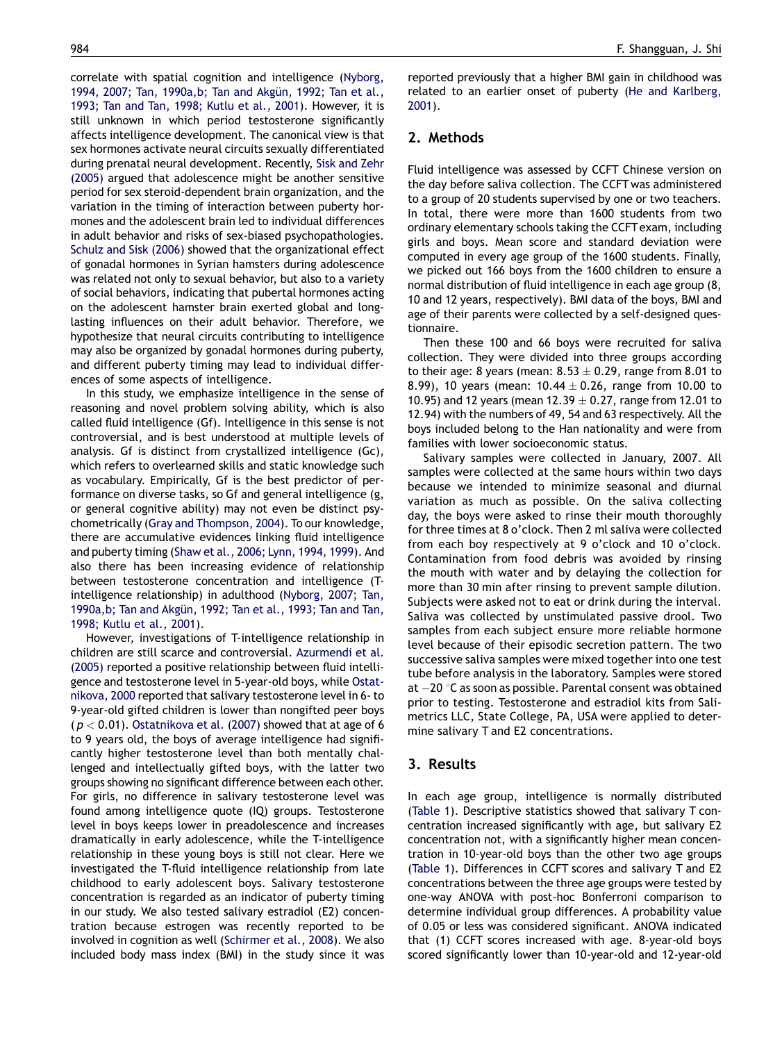correlate with spatial cognition and intelligence (Nyborg, 1994, 2007; Tan, 1990a,b; Tan and Akgün, 1992; Tan et al., 1993; Tan and Tan, 1998; Kutlu et al., 2001). However, it is still unknown in which period testosterone significantly affects intelligence development. The canonical view is that sex hormones activate neural circuits sexually differentiated during prenatal neural development. Recently, Sisk and Zehr (2005) argued that adolescence might be another sensitive period for sex steroid-dependent brain organization, and the variation in the timing of interaction between puberty hormones and the adolescent brain led to individual differences in adult behavior and risks of sex-biased psychopathologies. Schulz and Sisk (2006) showed that the organizational effect of gonadal hormones in Syrian hamsters during adolescence was related not only to sexual behavior, but also to a variety of social behaviors, indicating that pubertal hormones acting on the adolescent hamster brain exerted global and long-lasting influences on their adult behavior. Therefore, we hypothesize that neural circuits contributing to intelligence may also be organized by gonadal hormones during puberty, and different puberty timing may lead to individual differences of some aspects of intelligence.

In this study, we emphasize intelligence in the sense of reasoning and novel problem solving ability, which is also called fluid intelligence (Gf). Intelligence in this sense is not controversial, and is best understood at multiple levels of analysis. Gf is distinct from crystallized intelligence (Gc), which refers to overlearned skills and static knowledge such as vocabulary. Empirically, Gf is the best predictor of performance on diverse tasks, so Gf and general intelligence (g, or general cognitive ability) may not even be distinct psychometrically (Gray and Thompson, 2004). To our knowledge, there are accumulative evidences linking fluid intelligence and puberty timing (Shaw et al., 2006; Lynn, 1994, 1999). And also there has been increasing evidence of relationship between testosterone concentration and intelligence (T-intelligence relationship) in adulthood (Nyborg, 2007; Tan, 1990a,b; Tan and Akgün, 1992; Tan et al., 1993; Tan and Tan, 1998; Kutlu et al., 2001).

However, investigations of T-intelligence relationship in children are still scarce and controversial. Azurmendi et al. (2005) reported a positive relationship between fluid intelligence and testosterone level in 5-year-old boys, while Ostatnikova, 2000 reported that salivary testosterone level in 6- to 9-year-old gifted children is lower than nongifted peer boys ($p < 0.01$). Ostatnikova et al. (2007) showed that at age of 6 to 9 years old, the boys of average intelligence had significantly higher testosterone level than both mentally challenged and intellectually gifted boys, with the latter two groups showing no significant difference between each other. For girls, no difference in salivary testosterone level was found among intelligence quote (IQ) groups. Testosterone level in boys keeps lower in preadolescence and increases dramatically in early adolescence, while the T-intelligence relationship in these young boys is still not clear. Here we investigated the T-fluid intelligence relationship from late childhood to early adolescent boys. Salivary testosterone concentration is regarded as an indicator of puberty timing in our study. We also tested salivary estradiol (E2) concentration because estrogen was recently reported to be involved in cognition as well (Schirmer et al., 2008). We also included body mass index (BMI) in the study since it was reported previously that a higher BMI gain in childhood was related to an earlier onset of puberty (He and Karlberg, 2001).

## 2. Methods

Fluid intelligence was assessed by CCFT Chinese version on the day before saliva collection. The CCFT was administered to a group of 20 students supervised by one or two teachers. In total, there were more than 1600 students from two ordinary elementary schools taking the CCFT exam, including girls and boys. Mean score and standard deviation were computed in every age group of the 1600 students. Finally, we picked out 166 boys from the 1600 children to ensure a normal distribution of fluid intelligence in each age group (8, 10 and 12 years, respectively). BMI data of the boys, BMI and age of their parents were collected by a self-designed questionnaire.

Then these 100 and 66 boys were recruited for saliva collection. They were divided into three groups according to their age: 8 years (mean: $8.53 \pm 0.29$, range from 8.01 to 8.99), 10 years (mean: $10.44 \pm 0.26$, range from 10.00 to 10.95) and 12 years (mean $12.39 \pm 0.27$, range from 12.01 to 12.94) with the numbers of 49, 54 and 63 respectively. All the boys included belong to the Han nationality and were from families with lower socioeconomic status.

Salivary samples were collected in January, 2007. All samples were collected at the same hours within two days because we intended to minimize seasonal and diurnal variation as much as possible. On the saliva collecting day, the boys were asked to rinse their mouth thoroughly for three times at 8 o'clock. Then 2 ml saliva were collected from each boy respectively at 9 o'clock and 10 o'clock. Contamination from food debris was avoided by rinsing the mouth with water and by delaying the collection for more than 30 min after rinsing to prevent sample dilution. Subjects were asked not to eat or drink during the interval. Saliva was collected by unstimulated passive drool. Two samples from each subject ensure more reliable hormone level because of their episodic secretion pattern. The two successive saliva samples were mixed together into one test tube before analysis in the laboratory. Samples were stored at $-20$ °C as soon as possible. Parental consent was obtained prior to testing. Testosterone and estradiol kits from Salimetrics LLC, State College, PA, USA were applied to determine salivary T and E2 concentrations.

## 3. Results

In each age group, intelligence is normally distributed (Table 1). Descriptive statistics showed that salivary T concentration increased significantly with age, but salivary E2 concentration not, with a significantly higher mean concentration in 10-year-old boys than the other two age groups (Table 1). Differences in CCFT scores and salivary T and E2 concentrations between the three age groups were tested by one-way ANOVA with post-hoc Bonferroni comparison to determine individual group differences. A probability value of 0.05 or less was considered significant. ANOVA indicated that (1) CCFT scores increased with age. 8-year-old boys scored significantly lower than 10-year-old and 12-year-old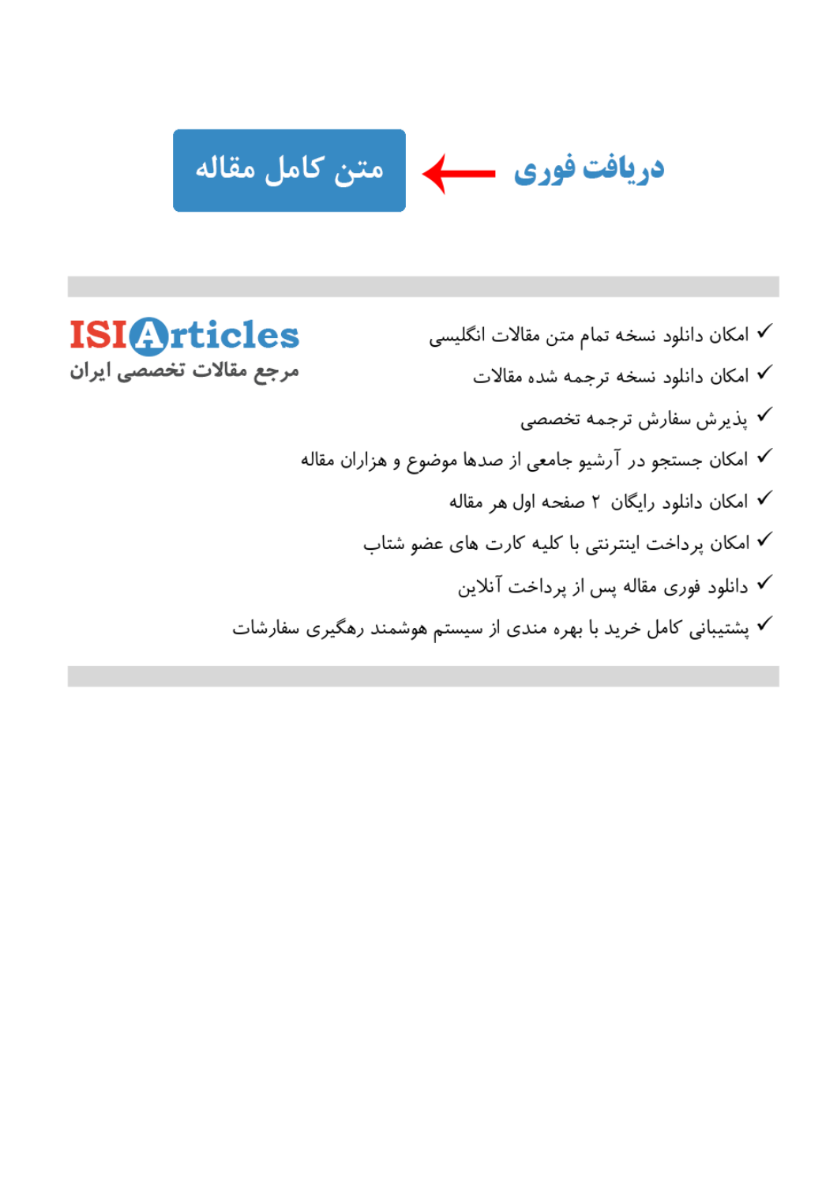**دریافت فوری** ← **متن کامل مقاله**

**ISIArticles**
مرجع مقالات تخصصی ایران

- ✓ امکان دانلود نسخه تمام متن مقالات انگلیسی
- ✓ امکان دانلود نسخه ترجمه شده مقالات
- ✓ پذیرش سفارش ترجمه تخصصی
- ✓ امکان جستجو در آرشیو جامعی از صدها موضوع و هزاران مقاله
- ✓ امکان دانلود رایگان ۲ صفحه اول هر مقاله
- ✓ امکان پرداخت اینترنتی با کلیه کارت های عضو شتاب
- ✓ دانلود فوری مقاله پس از پرداخت آنلاین
- ✓ پشتیبانی کامل خرید با بهره مندی از سیستم هوشمند رهگیری سفارشات